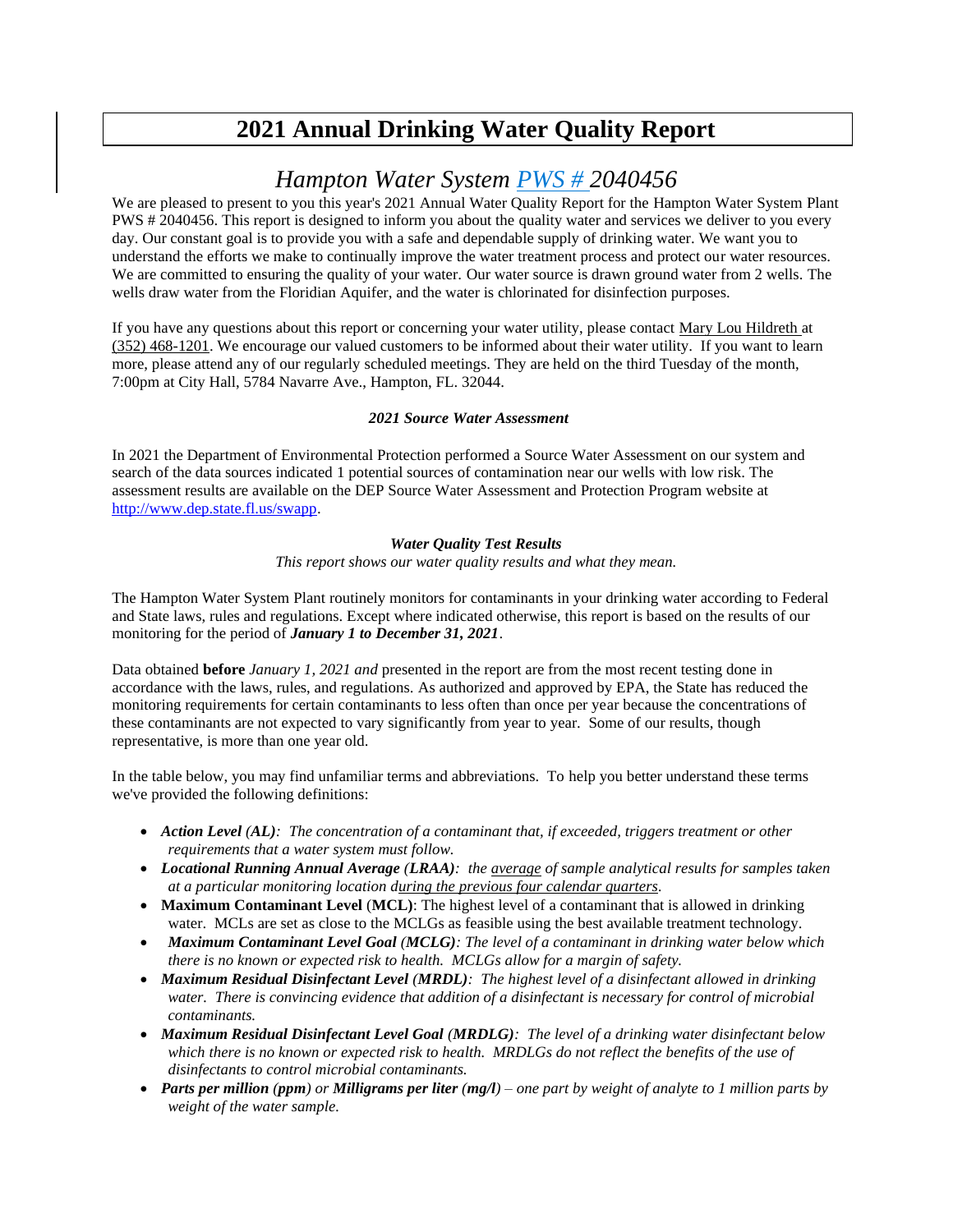# 2021 Annual Drinking Water Quality Report

## *Hampton Water System PWS # 2040456*

We are pleased to present to you this year's 2021 Annual Water Quality Report for the Hampton Water System Plant PWS # 2040456. This report is designed to inform you about the quality water and services we deliver to you every day. Our constant goal is to provide you with a safe and dependable supply of drinking water. We want you to understand the efforts we make to continually improve the water treatment process and protect our water resources. We are committed to ensuring the quality of your water. Our water source is drawn ground water from 2 wells. The wells draw water from the Floridian Aquifer, and the water is chlorinated for disinfection purposes.

If you have any questions about this report or concerning your water utility, please contact Mary Lou Hildreth at (352) 468-1201. We encourage our valued customers to be informed about their water utility. If you want to learn more, please attend any of our regularly scheduled meetings. They are held on the third Tuesday of the month, 7:00pm at City Hall, 5784 Navarre Ave., Hampton, FL. 32044.

### *2021 Source Water Assessment*

In 2021 the Department of Environmental Protection performed a Source Water Assessment on our system and search of the data sources indicated 1 potential sources of contamination near our wells with low risk. The assessment results are available on the DEP Source Water Assessment and Protection Program website at http://www.dep.state.fl.us/swapp.

### *Water Quality Test Results*

*This report shows our water quality results and what they mean.*

The Hampton Water System Plant routinely monitors for contaminants in your drinking water according to Federal and State laws, rules and regulations. Except where indicated otherwise, this report is based on the results of our monitoring for the period of ***January 1 to December 31, 2021***.

Data obtained **before** *January 1, 2021 and* presented in the report are from the most recent testing done in accordance with the laws, rules, and regulations. As authorized and approved by EPA, the State has reduced the monitoring requirements for certain contaminants to less often than once per year because the concentrations of these contaminants are not expected to vary significantly from year to year. Some of our results, though representative, is more than one year old.

In the table below, you may find unfamiliar terms and abbreviations. To help you better understand these terms we've provided the following definitions:

- ***Action Level (AL)****: The concentration of a contaminant that, if exceeded, triggers treatment or other requirements that a water system must follow.*
- ***Locational Running Annual Average (LRAA)****: the average of sample analytical results for samples taken at a particular monitoring location during the previous four calendar quarters.*
- **Maximum Contaminant Level (MCL)**: The highest level of a contaminant that is allowed in drinking water. MCLs are set as close to the MCLGs as feasible using the best available treatment technology.
- ***Maximum Contaminant Level Goal (MCLG)****: The level of a contaminant in drinking water below which there is no known or expected risk to health. MCLGs allow for a margin of safety.*
- ***Maximum Residual Disinfectant Level (MRDL)****: The highest level of a disinfectant allowed in drinking water. There is convincing evidence that addition of a disinfectant is necessary for control of microbial contaminants.*
- ***Maximum Residual Disinfectant Level Goal (MRDLG)****: The level of a drinking water disinfectant below which there is no known or expected risk to health. MRDLGs do not reflect the benefits of the use of disinfectants to control microbial contaminants.*
- ***Parts per million (ppm) or Milligrams per liter (mg/l)*** *– one part by weight of analyte to 1 million parts by weight of the water sample.*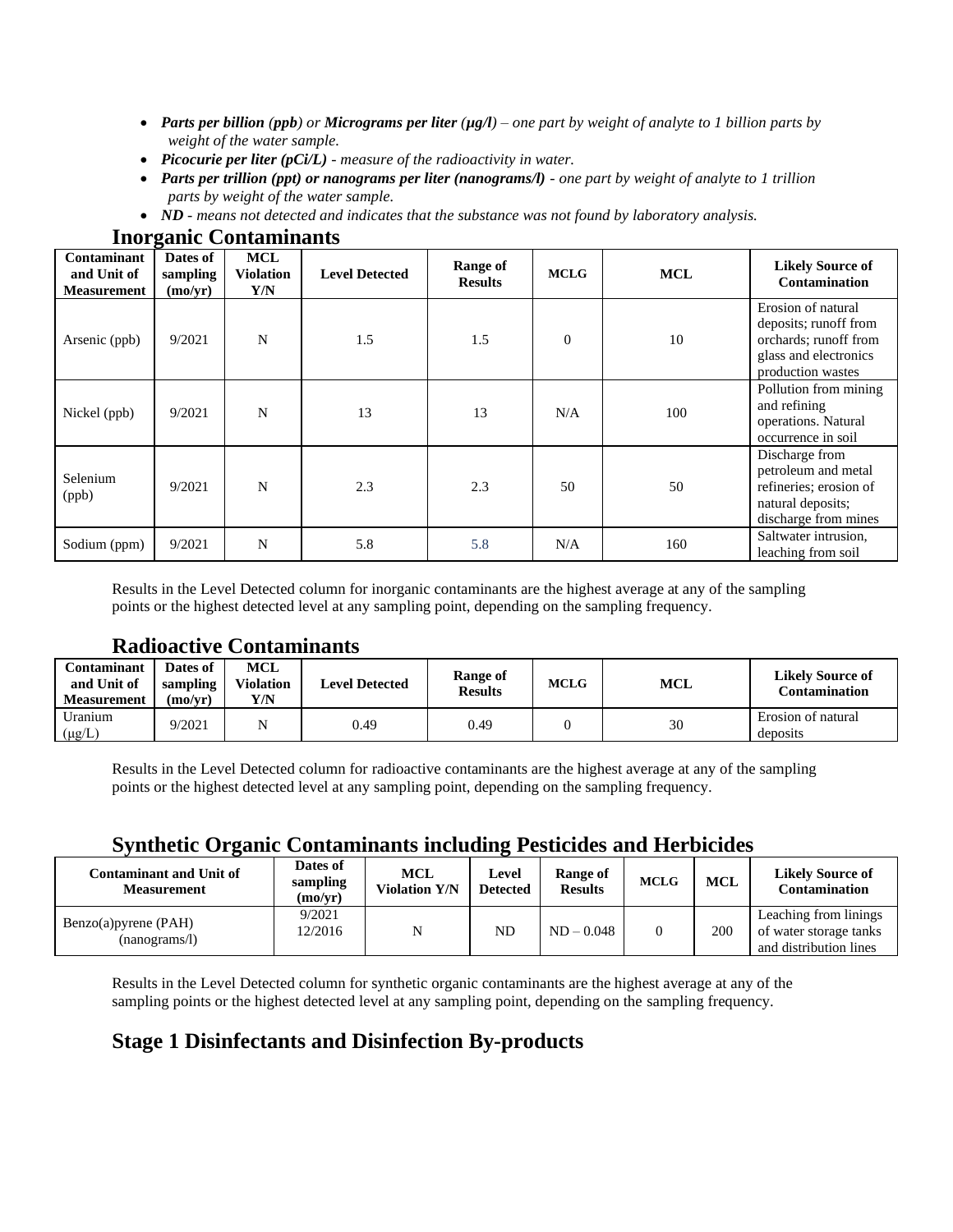- ***Parts per billion (ppb)** or **Micrograms per liter (μg/l)** – one part by weight of analyte to 1 billion parts by weight of the water sample.*
- ***Picocurie per liter (pCi/L)** - measure of the radioactivity in water.*
- ***Parts per trillion (ppt) or nanograms per liter (nanograms/l)** - one part by weight of analyte to 1 trillion parts by weight of the water sample.*
- ***ND** - means not detected and indicates that the substance was not found by laboratory analysis.*

## Inorganic Contaminants

| Contaminant and Unit of Measurement | Dates of sampling (mo/yr) | MCL Violation Y/N | Level Detected | Range of Results | MCLG | MCL | Likely Source of Contamination |
|---|---|---|---|---|---|---|---|
| Arsenic (ppb) | 9/2021 | N | 1.5 | 1.5 | 0 | 10 | Erosion of natural deposits; runoff from orchards; runoff from glass and electronics production wastes |
| Nickel (ppb) | 9/2021 | N | 13 | 13 | N/A | 100 | Pollution from mining and refining operations. Natural occurrence in soil |
| Selenium (ppb) | 9/2021 | N | 2.3 | 2.3 | 50 | 50 | Discharge from petroleum and metal refineries; erosion of natural deposits; discharge from mines |
| Sodium (ppm) | 9/2021 | N | 5.8 | 5.8 | N/A | 160 | Saltwater intrusion, leaching from soil |

Results in the Level Detected column for inorganic contaminants are the highest average at any of the sampling points or the highest detected level at any sampling point, depending on the sampling frequency.

## Radioactive Contaminants

| Contaminant and Unit of Measurement | Dates of sampling (mo/yr) | MCL Violation Y/N | Level Detected | Range of Results | MCLG | MCL | Likely Source of Contamination |
|---|---|---|---|---|---|---|---|
| Uranium (μg/L) | 9/2021 | N | 0.49 | 0.49 | 0 | 30 | Erosion of natural deposits |

Results in the Level Detected column for radioactive contaminants are the highest average at any of the sampling points or the highest detected level at any sampling point, depending on the sampling frequency.

## Synthetic Organic Contaminants including Pesticides and Herbicides

| Contaminant and Unit of Measurement | Dates of sampling (mo/yr) | MCL Violation Y/N | Level Detected | Range of Results | MCLG | MCL | Likely Source of Contamination |
|---|---|---|---|---|---|---|---|
| Benzo(a)pyrene (PAH) (nanograms/l) | 9/2021 12/2016 | N | ND | ND – 0.048 | 0 | 200 | Leaching from linings of water storage tanks and distribution lines |

Results in the Level Detected column for synthetic organic contaminants are the highest average at any of the sampling points or the highest detected level at any sampling point, depending on the sampling frequency.

## Stage 1 Disinfectants and Disinfection By-products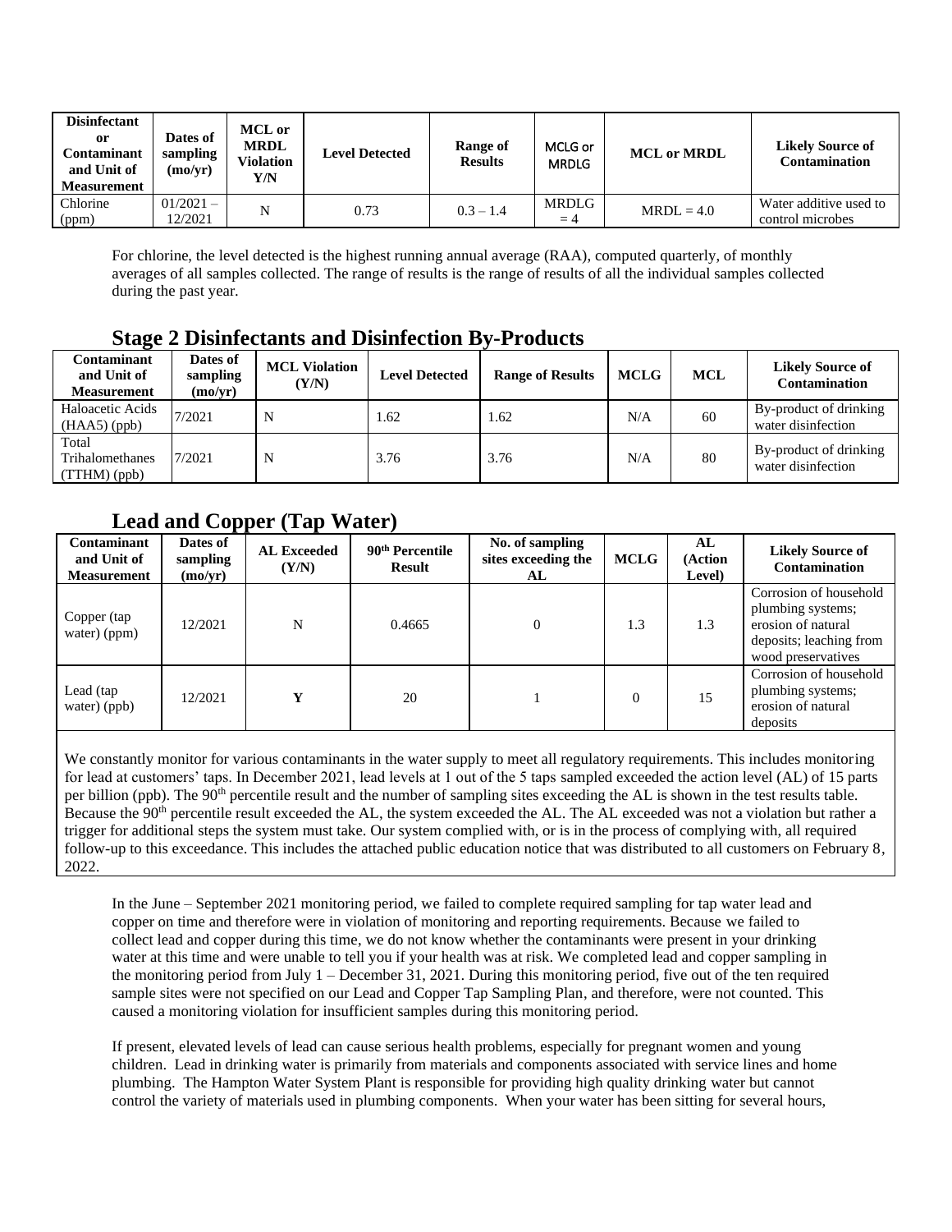| Disinfectant or Contaminant and Unit of Measurement | Dates of sampling (mo/yr) | MCL or MRDL Violation Y/N | Level Detected | Range of Results | MCLG or MRDLG | MCL or MRDL | Likely Source of Contamination |
|---|---|---|---|---|---|---|---|
| Chlorine (ppm) | 01/2021 – 12/2021 | N | 0.73 | 0.3 – 1.4 | MRDLG = 4 | MRDL = 4.0 | Water additive used to control microbes |

For chlorine, the level detected is the highest running annual average (RAA), computed quarterly, of monthly averages of all samples collected. The range of results is the range of results of all the individual samples collected during the past year.

## Stage 2 Disinfectants and Disinfection By-Products

| Contaminant and Unit of Measurement | Dates of sampling (mo/yr) | MCL Violation (Y/N) | Level Detected | Range of Results | MCLG | MCL | Likely Source of Contamination |
|---|---|---|---|---|---|---|---|
| Haloacetic Acids (HAA5) (ppb) | 7/2021 | N | 1.62 | 1.62 | N/A | 60 | By-product of drinking water disinfection |
| Total Trihalomethanes (TTHM) (ppb) | 7/2021 | N | 3.76 | 3.76 | N/A | 80 | By-product of drinking water disinfection |

## Lead and Copper (Tap Water)

| Contaminant and Unit of Measurement | Dates of sampling (mo/yr) | AL Exceeded (Y/N) | 90th Percentile Result | No. of sampling sites exceeding the AL | MCLG | AL (Action Level) | Likely Source of Contamination |
|---|---|---|---|---|---|---|---|
| Copper (tap water) (ppm) | 12/2021 | N | 0.4665 | 0 | 1.3 | 1.3 | Corrosion of household plumbing systems; erosion of natural deposits; leaching from wood preservatives |
| Lead (tap water) (ppb) | 12/2021 | **Y** | 20 | 1 | 0 | 15 | Corrosion of household plumbing systems; erosion of natural deposits |

We constantly monitor for various contaminants in the water supply to meet all regulatory requirements. This includes monitoring for lead at customers' taps. In December 2021, lead levels at 1 out of the 5 taps sampled exceeded the action level (AL) of 15 parts per billion (ppb). The 90th percentile result and the number of sampling sites exceeding the AL is shown in the test results table. Because the 90th percentile result exceeded the AL, the system exceeded the AL. The AL exceeded was not a violation but rather a trigger for additional steps the system must take. Our system complied with, or is in the process of complying with, all required follow-up to this exceedance. This includes the attached public education notice that was distributed to all customers on February 8, 2022.

In the June – September 2021 monitoring period, we failed to complete required sampling for tap water lead and copper on time and therefore were in violation of monitoring and reporting requirements. Because we failed to collect lead and copper during this time, we do not know whether the contaminants were present in your drinking water at this time and were unable to tell you if your health was at risk. We completed lead and copper sampling in the monitoring period from July 1 – December 31, 2021. During this monitoring period, five out of the ten required sample sites were not specified on our Lead and Copper Tap Sampling Plan, and therefore, were not counted. This caused a monitoring violation for insufficient samples during this monitoring period.

If present, elevated levels of lead can cause serious health problems, especially for pregnant women and young children. Lead in drinking water is primarily from materials and components associated with service lines and home plumbing. The Hampton Water System Plant is responsible for providing high quality drinking water but cannot control the variety of materials used in plumbing components. When your water has been sitting for several hours,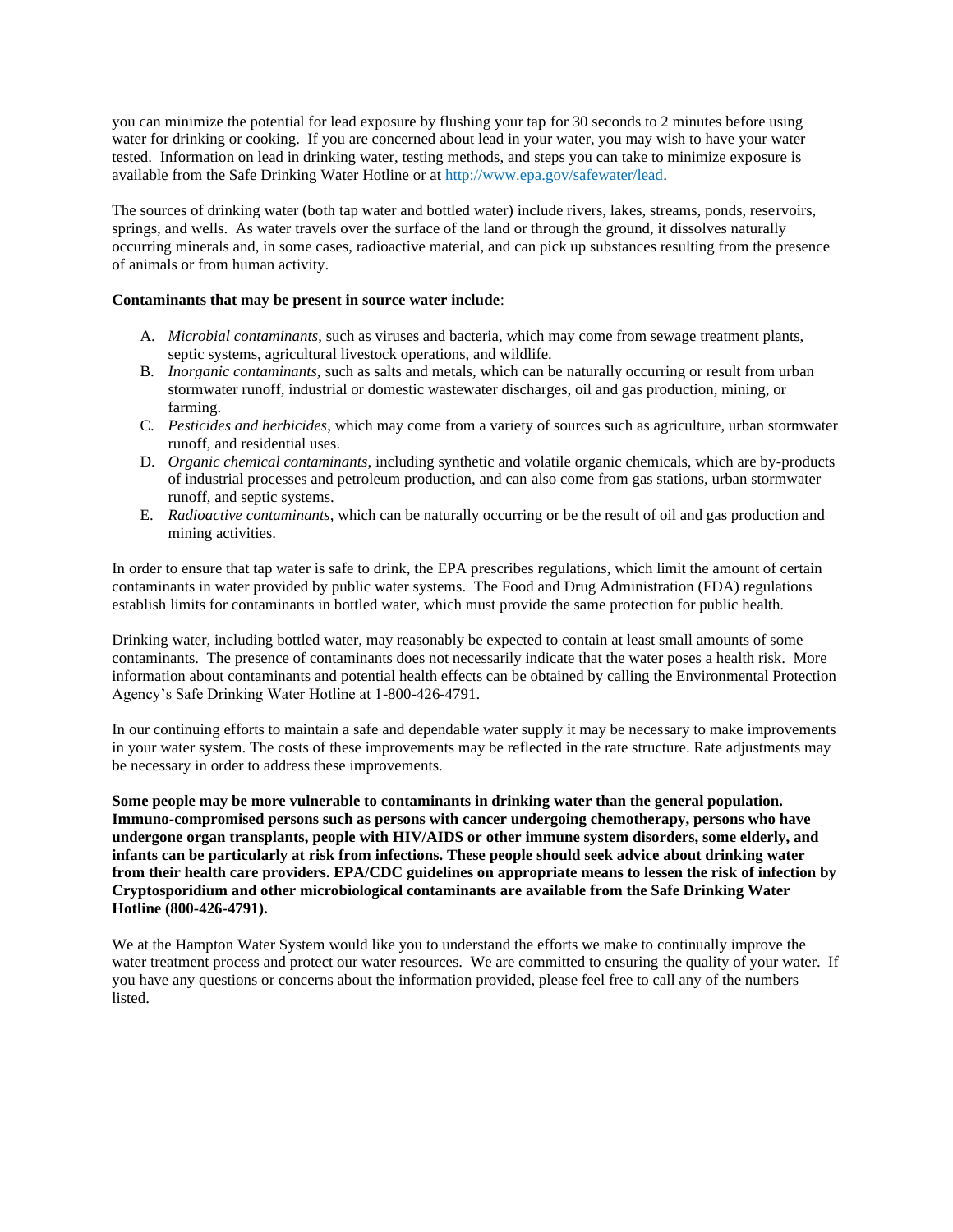you can minimize the potential for lead exposure by flushing your tap for 30 seconds to 2 minutes before using water for drinking or cooking. If you are concerned about lead in your water, you may wish to have your water tested. Information on lead in drinking water, testing methods, and steps you can take to minimize exposure is available from the Safe Drinking Water Hotline or at [http://www.epa.gov/safewater/lead](http://www.epa.gov/safewater/lead).

The sources of drinking water (both tap water and bottled water) include rivers, lakes, streams, ponds, reservoirs, springs, and wells. As water travels over the surface of the land or through the ground, it dissolves naturally occurring minerals and, in some cases, radioactive material, and can pick up substances resulting from the presence of animals or from human activity.

**Contaminants that may be present in source water include**:

A. *Microbial contaminants*, such as viruses and bacteria, which may come from sewage treatment plants, septic systems, agricultural livestock operations, and wildlife.
B. *Inorganic contaminants*, such as salts and metals, which can be naturally occurring or result from urban stormwater runoff, industrial or domestic wastewater discharges, oil and gas production, mining, or farming.
C. *Pesticides and herbicides*, which may come from a variety of sources such as agriculture, urban stormwater runoff, and residential uses.
D. *Organic chemical contaminants*, including synthetic and volatile organic chemicals, which are by-products of industrial processes and petroleum production, and can also come from gas stations, urban stormwater runoff, and septic systems.
E. *Radioactive contaminants*, which can be naturally occurring or be the result of oil and gas production and mining activities.

In order to ensure that tap water is safe to drink, the EPA prescribes regulations, which limit the amount of certain contaminants in water provided by public water systems. The Food and Drug Administration (FDA) regulations establish limits for contaminants in bottled water, which must provide the same protection for public health.

Drinking water, including bottled water, may reasonably be expected to contain at least small amounts of some contaminants. The presence of contaminants does not necessarily indicate that the water poses a health risk. More information about contaminants and potential health effects can be obtained by calling the Environmental Protection Agency's Safe Drinking Water Hotline at 1-800-426-4791.

In our continuing efforts to maintain a safe and dependable water supply it may be necessary to make improvements in your water system. The costs of these improvements may be reflected in the rate structure. Rate adjustments may be necessary in order to address these improvements.

**Some people may be more vulnerable to contaminants in drinking water than the general population. Immuno-compromised persons such as persons with cancer undergoing chemotherapy, persons who have undergone organ transplants, people with HIV/AIDS or other immune system disorders, some elderly, and infants can be particularly at risk from infections. These people should seek advice about drinking water from their health care providers. EPA/CDC guidelines on appropriate means to lessen the risk of infection by Cryptosporidium and other microbiological contaminants are available from the Safe Drinking Water Hotline (800-426-4791).**

We at the Hampton Water System would like you to understand the efforts we make to continually improve the water treatment process and protect our water resources. We are committed to ensuring the quality of your water. If you have any questions or concerns about the information provided, please feel free to call any of the numbers listed.